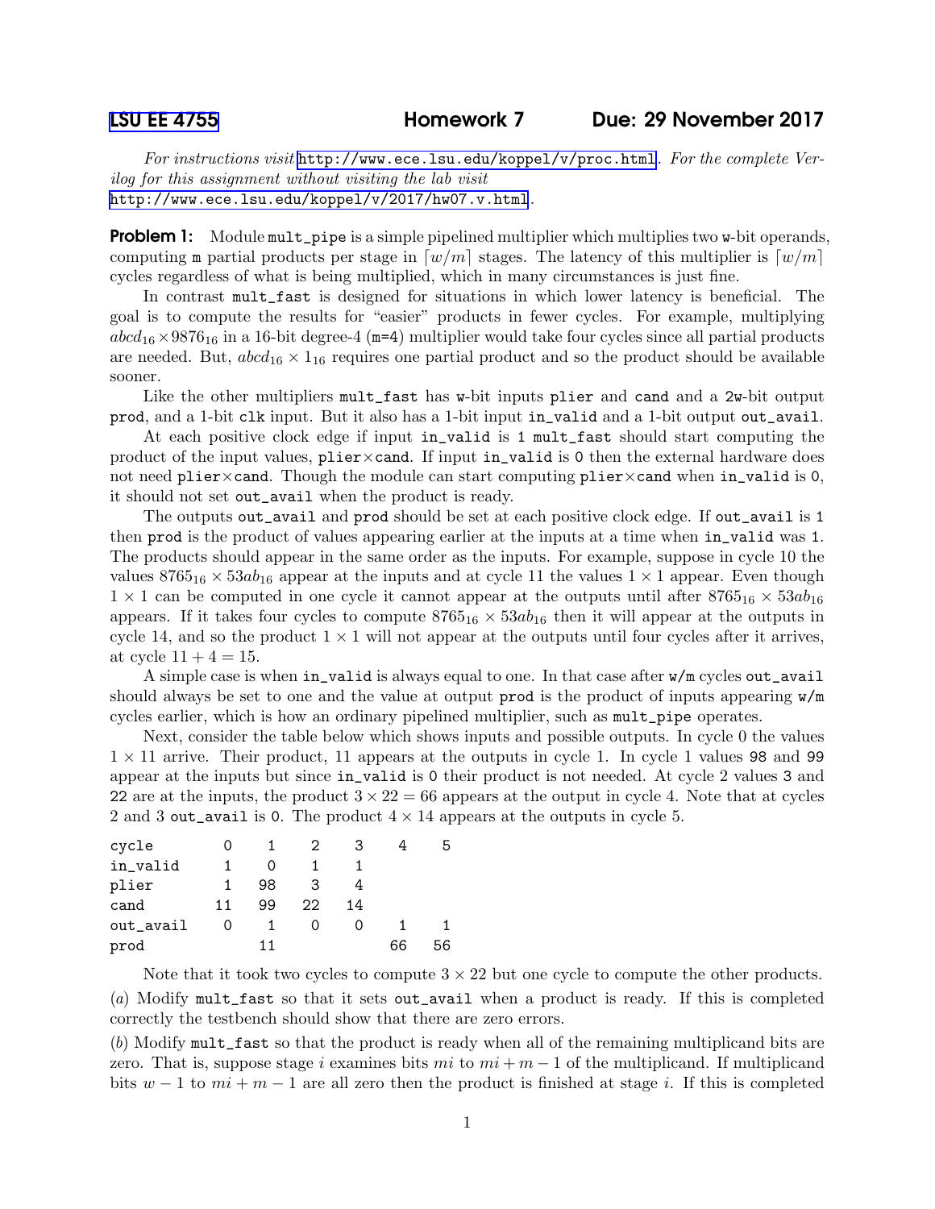# LSU EE 4755 Homework 7 Due: 29 November 2017

*For instructions visit* http://www.ece.lsu.edu/koppel/v/proc.html. *For the complete Verilog for this assignment without visiting the lab visit* http://www.ece.lsu.edu/koppel/v/2017/hw07.v.html.

**Problem 1:** Module `mult_pipe` is a simple pipelined multiplier which multiplies two `w`-bit operands, computing `m` partial products per stage in $\lceil w/m \rceil$ stages. The latency of this multiplier is $\lceil w/m \rceil$ cycles regardless of what is being multiplied, which in many circumstances is just fine.

In contrast `mult_fast` is designed for situations in which lower latency is beneficial. The goal is to compute the results for "easier" products in fewer cycles. For example, multiplying $abcd_{16} \times 9876_{16}$ in a 16-bit degree-4 (`m=4`) multiplier would take four cycles since all partial products are needed. But, $abcd_{16} \times 1_{16}$ requires one partial product and so the product should be available sooner.

Like the other multipliers `mult_fast` has `w`-bit inputs `plier` and `cand` and a `2w`-bit output `prod`, and a 1-bit `clk` input. But it also has a 1-bit input `in_valid` and a 1-bit output `out_avail`.

At each positive clock edge if input `in_valid` is `1` `mult_fast` should start computing the product of the input values, `plier`×`cand`. If input `in_valid` is `0` then the external hardware does not need `plier`×`cand`. Though the module can start computing `plier`×`cand` when `in_valid` is `0`, it should not set `out_avail` when the product is ready.

The outputs `out_avail` and `prod` should be set at each positive clock edge. If `out_avail` is `1` then `prod` is the product of values appearing earlier at the inputs at a time when `in_valid` was `1`. The products should appear in the same order as the inputs. For example, suppose in cycle 10 the values $8765_{16} \times 53ab_{16}$ appear at the inputs and at cycle 11 the values $1 \times 1$ appear. Even though $1 \times 1$ can be computed in one cycle it cannot appear at the outputs until after $8765_{16} \times 53ab_{16}$ appears. If it takes four cycles to compute $8765_{16} \times 53ab_{16}$ then it will appear at the outputs in cycle 14, and so the product $1 \times 1$ will not appear at the outputs until four cycles after it arrives, at cycle $11 + 4 = 15$.

A simple case is when `in_valid` is always equal to one. In that case after `w/m` cycles `out_avail` should always be set to one and the value at output `prod` is the product of inputs appearing `w/m` cycles earlier, which is how an ordinary pipelined multiplier, such as `mult_pipe` operates.

Next, consider the table below which shows inputs and possible outputs. In cycle 0 the values $1 \times 11$ arrive. Their product, 11 appears at the outputs in cycle 1. In cycle 1 values `98` and `99` appear at the inputs but since `in_valid` is `0` their product is not needed. At cycle 2 values `3` and `22` are at the inputs, the product $3 \times 22 = 66$ appears at the output in cycle 4. Note that at cycles 2 and 3 `out_avail` is `0`. The product $4 \times 14$ appears at the outputs in cycle 5.

| cycle | 0 | 1 | 2 | 3 | 4 | 5 |
|---|---|---|---|---|---|---|
| in_valid | 1 | 0 | 1 | 1 | | |
| plier | 1 | 98 | 3 | 4 | | |
| cand | 11 | 99 | 22 | 14 | | |
| out_avail | 0 | 1 | 0 | 0 | 1 | 1 |
| prod | | 11 | | | 66 | 56 |

Note that it took two cycles to compute $3 \times 22$ but one cycle to compute the other products.

(*a*) Modify `mult_fast` so that it sets `out_avail` when a product is ready. If this is completed correctly the testbench should show that there are zero errors.

(*b*) Modify `mult_fast` so that the product is ready when all of the remaining multiplicand bits are zero. That is, suppose stage $i$ examines bits $mi$ to $mi + m - 1$ of the multiplicand. If multiplicand bits $w - 1$ to $mi + m - 1$ are all zero then the product is finished at stage $i$. If this is completed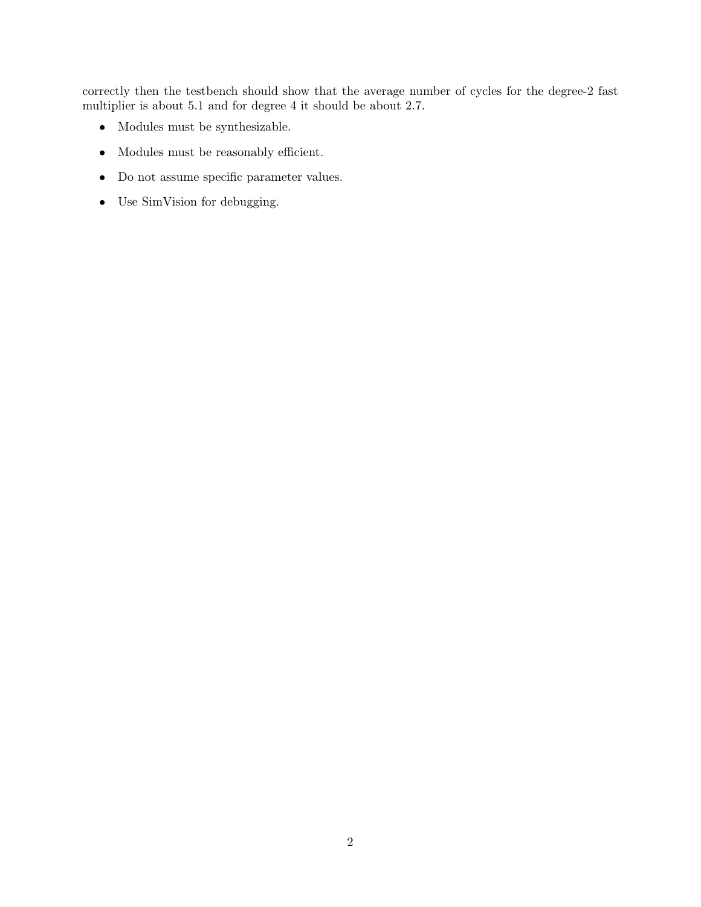correctly then the testbench should show that the average number of cycles for the degree-2 fast multiplier is about 5.1 and for degree 4 it should be about 2.7.

- Modules must be synthesizable.
- Modules must be reasonably efficient.
- Do not assume specific parameter values.
- Use SimVision for debugging.